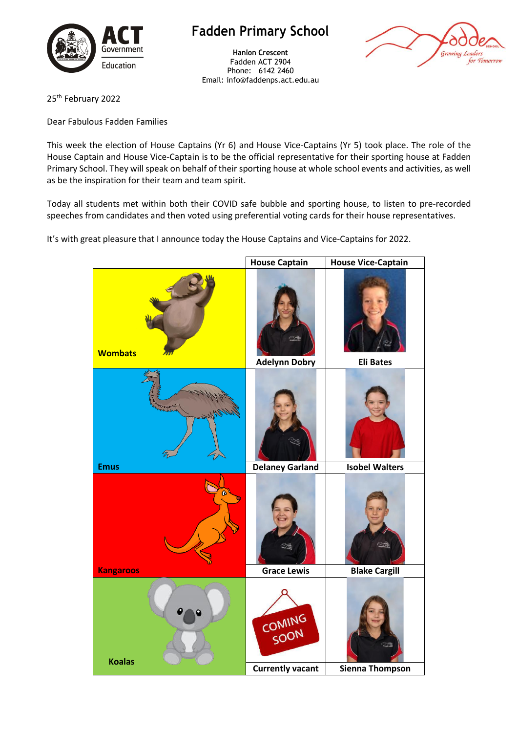# Fadden Primary School

**Hanlon Crescent**
Fadden ACT 2904
Phone: 6142 2460
Email: info@faddenps.act.edu.au

25th February 2022

Dear Fabulous Fadden Families

This week the election of House Captains (Yr 6) and House Vice-Captains (Yr 5) took place. The role of the House Captain and House Vice-Captain is to be the official representative for their sporting house at Fadden Primary School. They will speak on behalf of their sporting house at whole school events and activities, as well as be the inspiration for their team and team spirit.

Today all students met within both their COVID safe bubble and sporting house, to listen to pre-recorded speeches from candidates and then voted using preferential voting cards for their house representatives.

It's with great pleasure that I announce today the House Captains and Vice-Captains for 2022.

| | House Captain | House Vice-Captain |
|---|---|---|
| **Wombats** | **Adelynn Dobry** | **Eli Bates** |
| **Emus** | **Delaney Garland** | **Isobel Walters** |
| **Kangaroos** | **Grace Lewis** | **Blake Cargill** |
| **Koalas** | COMING SOON<br>**Currently vacant** | **Sienna Thompson** |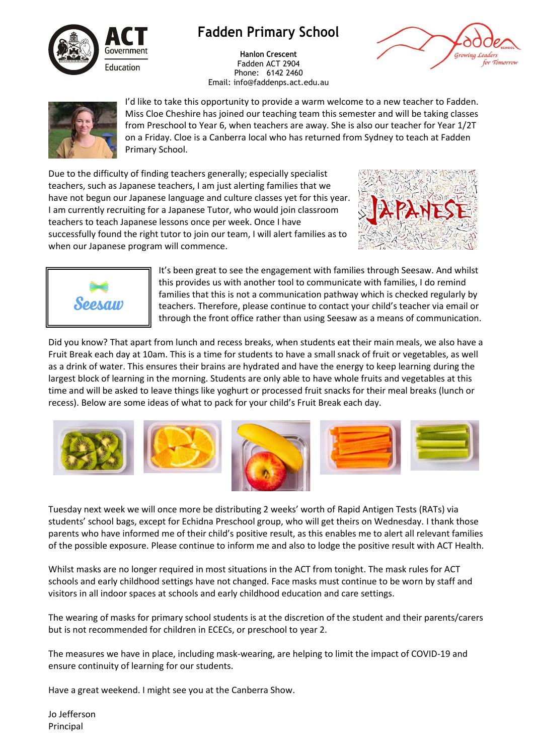# Fadden Primary School

**Hanlon Crescent**
Fadden ACT 2904
Phone: 6142 2460
Email: info@faddenps.act.edu.au

I'd like to take this opportunity to provide a warm welcome to a new teacher to Fadden. Miss Cloe Cheshire has joined our teaching team this semester and will be taking classes from Preschool to Year 6, when teachers are away. She is also our teacher for Year 1/2T on a Friday. Cloe is a Canberra local who has returned from Sydney to teach at Fadden Primary School.

Due to the difficulty of finding teachers generally; especially specialist teachers, such as Japanese teachers, I am just alerting families that we have not begun our Japanese language and culture classes yet for this year. I am currently recruiting for a Japanese Tutor, who would join classroom teachers to teach Japanese lessons once per week. Once I have successfully found the right tutor to join our team, I will alert families as to when our Japanese program will commence.

It's been great to see the engagement with families through Seesaw. And whilst this provides us with another tool to communicate with families, I do remind families that this is not a communication pathway which is checked regularly by teachers. Therefore, please continue to contact your child's teacher via email or through the front office rather than using Seesaw as a means of communication.

Did you know? That apart from lunch and recess breaks, when students eat their main meals, we also have a Fruit Break each day at 10am. This is a time for students to have a small snack of fruit or vegetables, as well as a drink of water. This ensures their brains are hydrated and have the energy to keep learning during the largest block of learning in the morning. Students are only able to have whole fruits and vegetables at this time and will be asked to leave things like yoghurt or processed fruit snacks for their meal breaks (lunch or recess). Below are some ideas of what to pack for your child's Fruit Break each day.

Tuesday next week we will once more be distributing 2 weeks' worth of Rapid Antigen Tests (RATs) via students' school bags, except for Echidna Preschool group, who will get theirs on Wednesday. I thank those parents who have informed me of their child's positive result, as this enables me to alert all relevant families of the possible exposure. Please continue to inform me and also to lodge the positive result with ACT Health.

Whilst masks are no longer required in most situations in the ACT from tonight. The mask rules for ACT schools and early childhood settings have not changed. Face masks must continue to be worn by staff and visitors in all indoor spaces at schools and early childhood education and care settings.

The wearing of masks for primary school students is at the discretion of the student and their parents/carers but is not recommended for children in ECECs, or preschool to year 2.

The measures we have in place, including mask-wearing, are helping to limit the impact of COVID-19 and ensure continuity of learning for our students.

Have a great weekend. I might see you at the Canberra Show.

Jo Jefferson
Principal